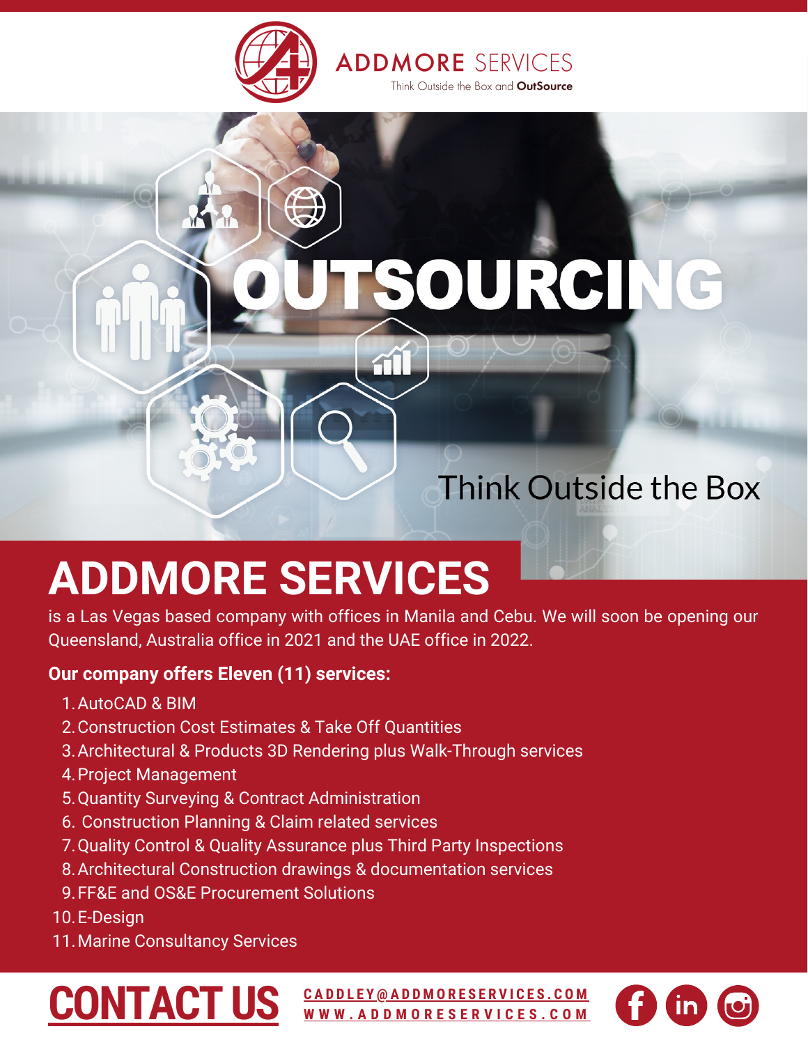ADDMORE SERVICES

Think Outside the Box and **OutSource**

# OUTSOURCING

Think Outside the Box

# ADDMORE SERVICES

is a Las Vegas based company with offices in Manila and Cebu. We will soon be opening our Queensland, Australia office in 2021 and the UAE office in 2022.

**Our company offers Eleven (11) services:**

1. AutoCAD & BIM
2. Construction Cost Estimates & Take Off Quantities
3. Architectural & Products 3D Rendering plus Walk-Through services
4. Project Management
5. Quantity Surveying & Contract Administration
6. Construction Planning & Claim related services
7. Quality Control & Quality Assurance plus Third Party Inspections
8. Architectural Construction drawings & documentation services
9. FF&E and OS&E Procurement Solutions
10. E-Design
11. Marine Consultancy Services

## CONTACT US

CADDLEY@ADDMORESERVICES.COM

WWW.ADDMORESERVICES.COM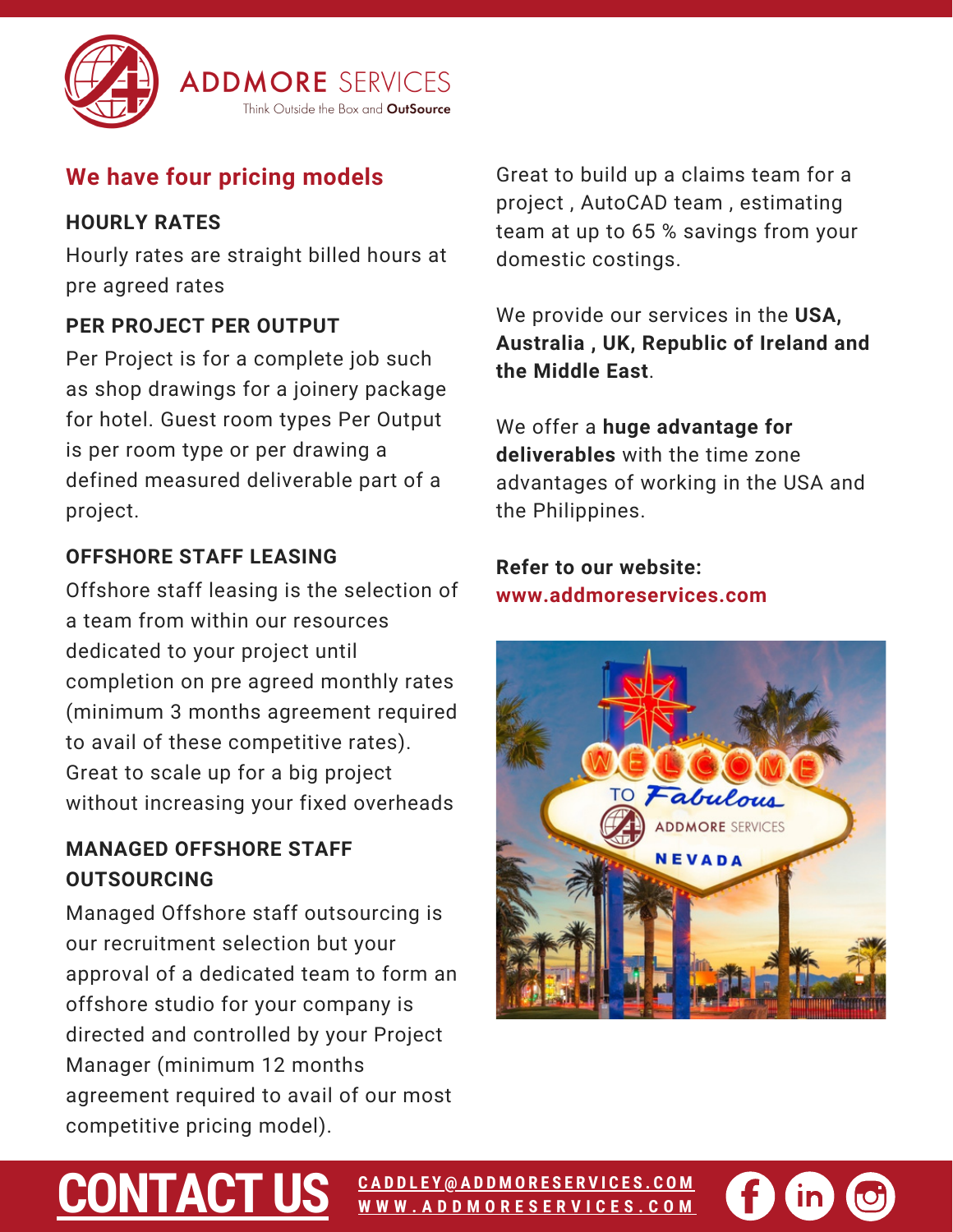ADDMORE SERVICES
Think Outside the Box and **OutSource**

## We have four pricing models

### HOURLY RATES

Hourly rates are straight billed hours at pre agreed rates

### PER PROJECT PER OUTPUT

Per Project is for a complete job such as shop drawings for a joinery package for hotel. Guest room types Per Output is per room type or per drawing a defined measured deliverable part of a project.

### OFFSHORE STAFF LEASING

Offshore staff leasing is the selection of a team from within our resources dedicated to your project until completion on pre agreed monthly rates (minimum 3 months agreement required to avail of these competitive rates). Great to scale up for a big project without increasing your fixed overheads

### MANAGED OFFSHORE STAFF OUTSOURCING

Managed Offshore staff outsourcing is our recruitment selection but your approval of a dedicated team to form an offshore studio for your company is directed and controlled by your Project Manager (minimum 12 months agreement required to avail of our most competitive pricing model).

Great to build up a claims team for a project , AutoCAD team , estimating team at up to 65 % savings from your domestic costings.

We provide our services in the **USA, Australia , UK, Republic of Ireland and the Middle East**.

We offer a **huge advantage for deliverables** with the time zone advantages of working in the USA and the Philippines.

**Refer to our website:**
**www.addmoreservices.com**

## CONTACT US

CADDLEY@ADDMORESERVICES.COM
WWW.ADDMORESERVICES.COM